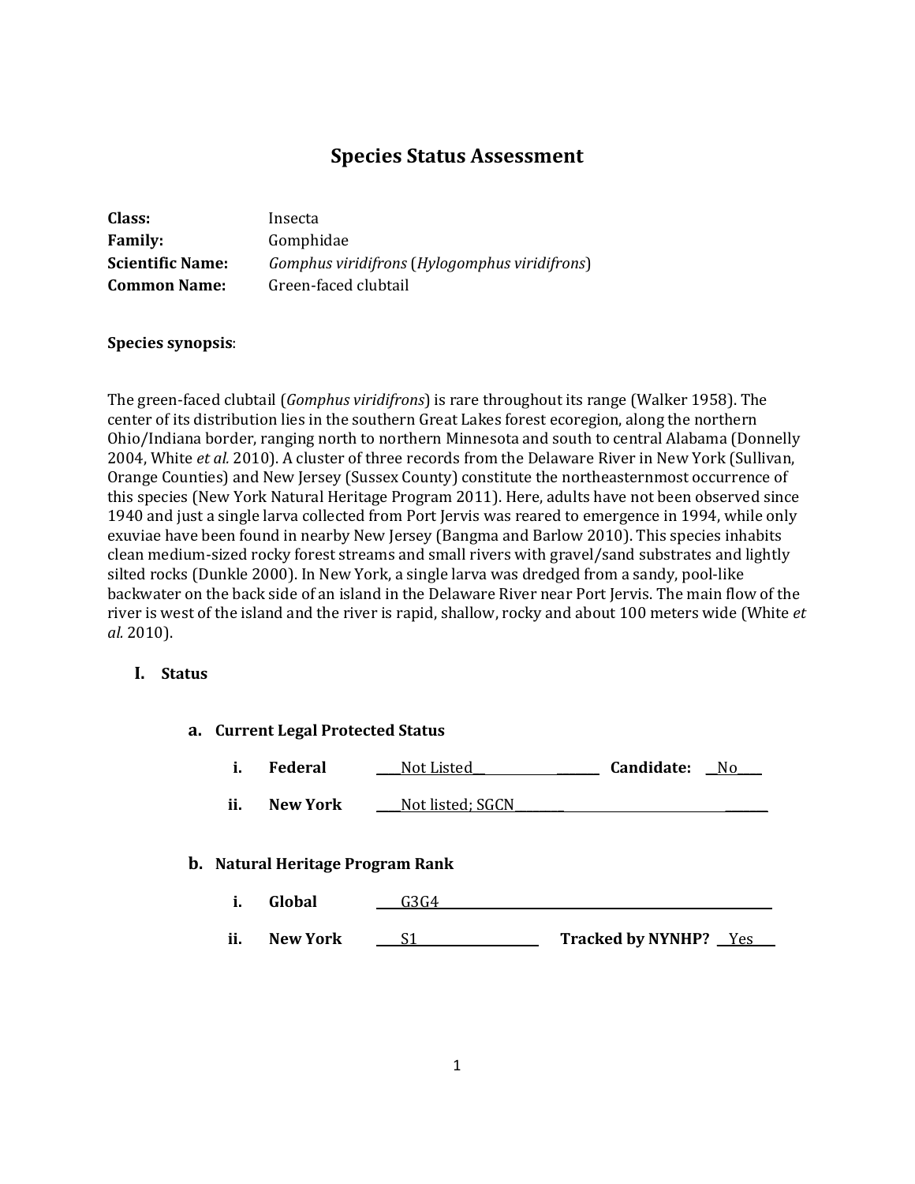# Species Status Assessment

**Class:** Insecta
**Family:** Gomphidae
**Scientific Name:** *Gomphus viridifrons* (*Hylogomphus viridifrons*)
**Common Name:** Green-faced clubtail

**Species synopsis**:

The green-faced clubtail (*Gomphus viridifrons*) is rare throughout its range (Walker 1958). The center of its distribution lies in the southern Great Lakes forest ecoregion, along the northern Ohio/Indiana border, ranging north to northern Minnesota and south to central Alabama (Donnelly 2004, White *et al.* 2010). A cluster of three records from the Delaware River in New York (Sullivan, Orange Counties) and New Jersey (Sussex County) constitute the northeasternmost occurrence of this species (New York Natural Heritage Program 2011). Here, adults have not been observed since 1940 and just a single larva collected from Port Jervis was reared to emergence in 1994, while only exuviae have been found in nearby New Jersey (Bangma and Barlow 2010). This species inhabits clean medium-sized rocky forest streams and small rivers with gravel/sand substrates and lightly silted rocks (Dunkle 2000). In New York, a single larva was dredged from a sandy, pool-like backwater on the back side of an island in the Delaware River near Port Jervis. The main flow of the river is west of the island and the river is rapid, shallow, rocky and about 100 meters wide (White *et al.* 2010).

## I. Status

### a. Current Legal Protected Status

i. **Federal** ____Not Listed________ **Candidate:** __No___

ii. **New York** ____Not listed; SGCN________

### b. Natural Heritage Program Rank

i. **Global** ____G3G4____

ii. **New York** ____S1____ **Tracked by NYNHP?** __Yes___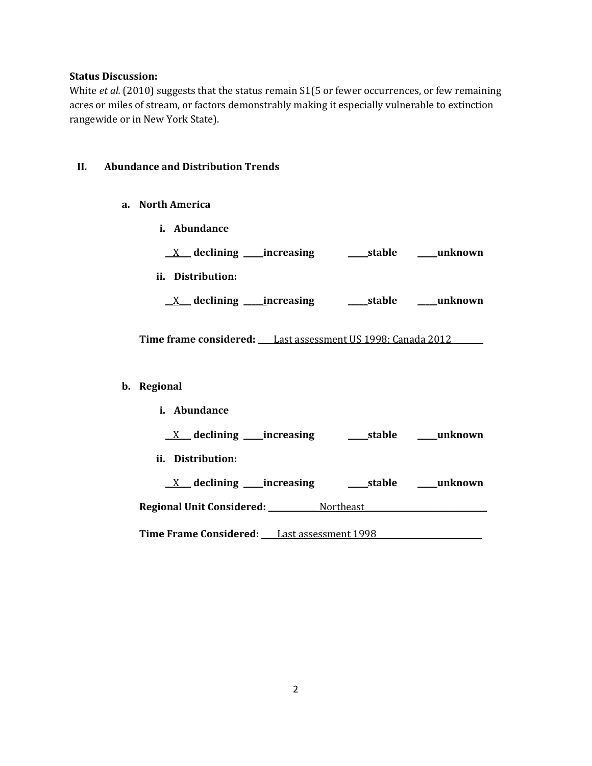**Status Discussion:**
White *et al.* (2010) suggests that the status remain S1(5 or fewer occurrences, or few remaining acres or miles of stream, or factors demonstrably making it especially vulnerable to extinction rangewide or in New York State).

## II. Abundance and Distribution Trends

### a. North America

**i. Abundance**

__X__ **declining** ____**increasing** ____**stable** ____**unknown**

**ii. Distribution:**

__X__ **declining** ____**increasing** ____**stable** ____**unknown**

**Time frame considered:** ____Last assessment US 1998; Canada 2012________

### b. Regional

**i. Abundance**

__X__ **declining** ____**increasing** ____**stable** ____**unknown**

**ii. Distribution:**

__X__ **declining** ____**increasing** ____**stable** ____**unknown**

**Regional Unit Considered:** ____________Northeast______________________________

**Time Frame Considered:** ____Last assessment 1998_________________________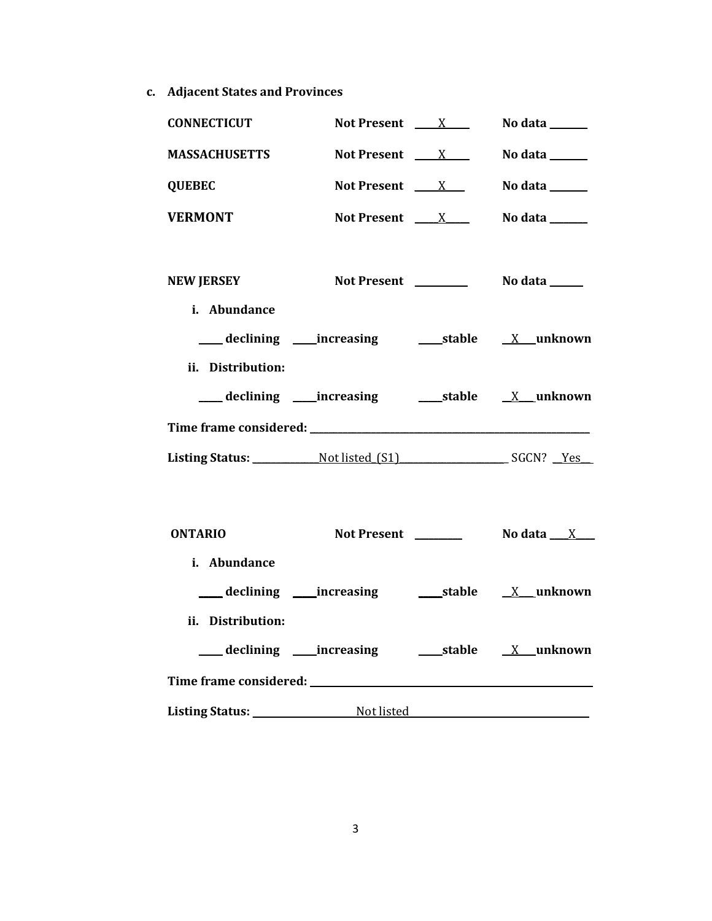**c. Adjacent States and Provinces**

**CONNECTICUT** **Not Present** ____X_____ **No data** _______

**MASSACHUSETTS** **Not Present** ____X_____ **No data** _______

**QUEBEC** **Not Present** ____X____ **No data** _______

**VERMONT** **Not Present** ____X_____ **No data** _______

**NEW JERSEY** **Not Present** _________ **No data** ______

**i. Abundance**

____ **declining** ____**increasing** ____**stable** __X___**unknown**

**ii. Distribution:**

____ **declining** ____**increasing** ____**stable** __X___**unknown**

**Time frame considered:** ____________________________________________________

**Listing Status:** _____________Not listed (S1)_____________________ SGCN? __Yes__

**ONTARIO** **Not Present** ________ **No data** ___X____

**i. Abundance**

____ **declining** ____**increasing** ____**stable** __X___**unknown**

**ii. Distribution:**

____ **declining** ____**increasing** ____**stable** __X___**unknown**

**Time frame considered:** ____________________________________________________

**Listing Status:** ___________________Not listed________________________________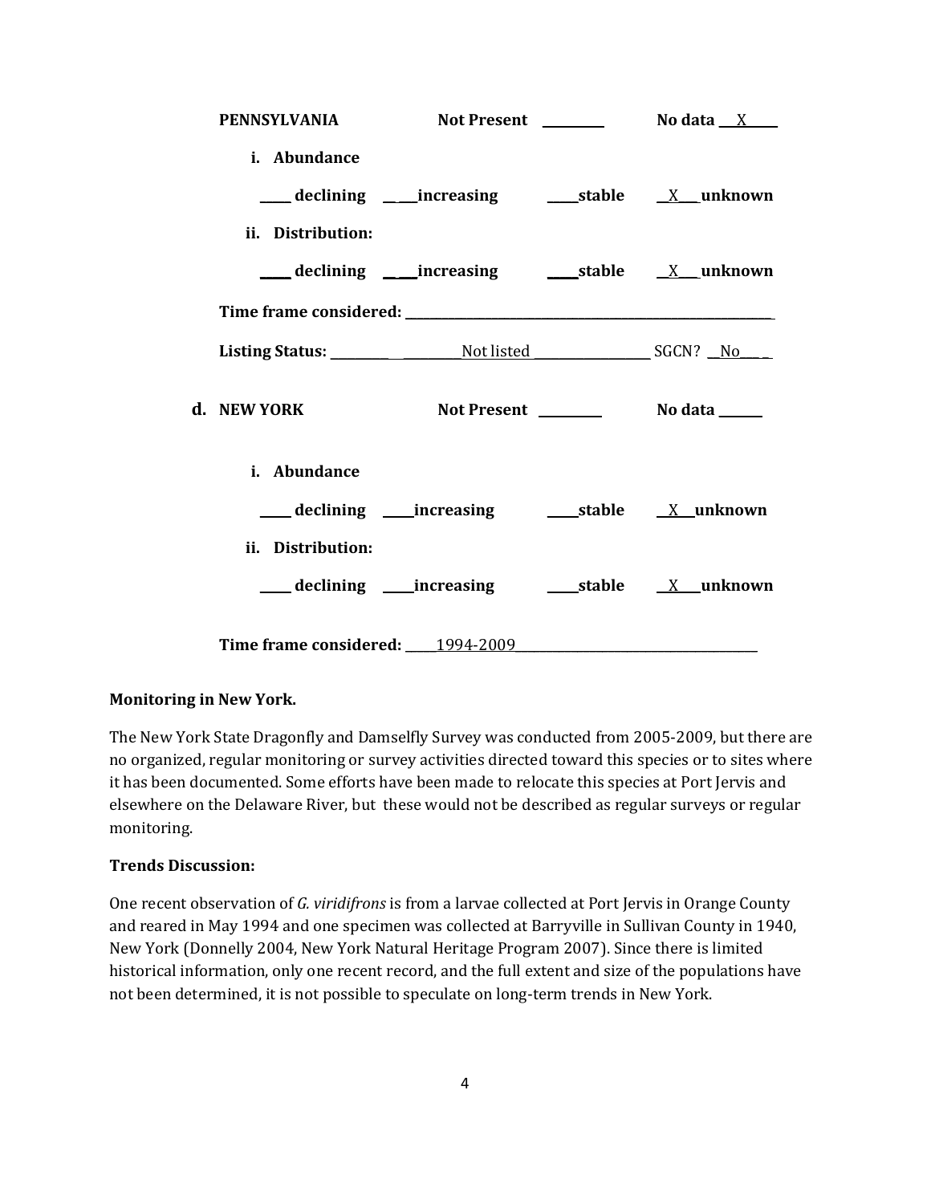**PENNSYLVANIA** **Not Present** ________ **No data** __X____

**i. Abundance**

____ **declining** ____**increasing** ____**stable** __X___**unknown**

**ii. Distribution:**

____ **declining** ____**increasing** ____**stable** __X___**unknown**

**Time frame considered:** ______________________________________________

**Listing Status:** ____________________Not listed ________________ **SGCN?** __No____

**d. NEW YORK** **Not Present** ________ **No data** ______

**i. Abundance**

____ **declining** ____**increasing** ____**stable** __X__**unknown**

**ii. Distribution:**

____ **declining** ____**increasing** ____**stable** __X___**unknown**

**Time frame considered:** ____1994-2009__________________________________

**Monitoring in New York.**

The New York State Dragonfly and Damselfly Survey was conducted from 2005-2009, but there are no organized, regular monitoring or survey activities directed toward this species or to sites where it has been documented. Some efforts have been made to relocate this species at Port Jervis and elsewhere on the Delaware River, but these would not be described as regular surveys or regular monitoring.

**Trends Discussion:**

One recent observation of *G. viridifrons* is from a larvae collected at Port Jervis in Orange County and reared in May 1994 and one specimen was collected at Barryville in Sullivan County in 1940, New York (Donnelly 2004, New York Natural Heritage Program 2007). Since there is limited historical information, only one recent record, and the full extent and size of the populations have not been determined, it is not possible to speculate on long-term trends in New York.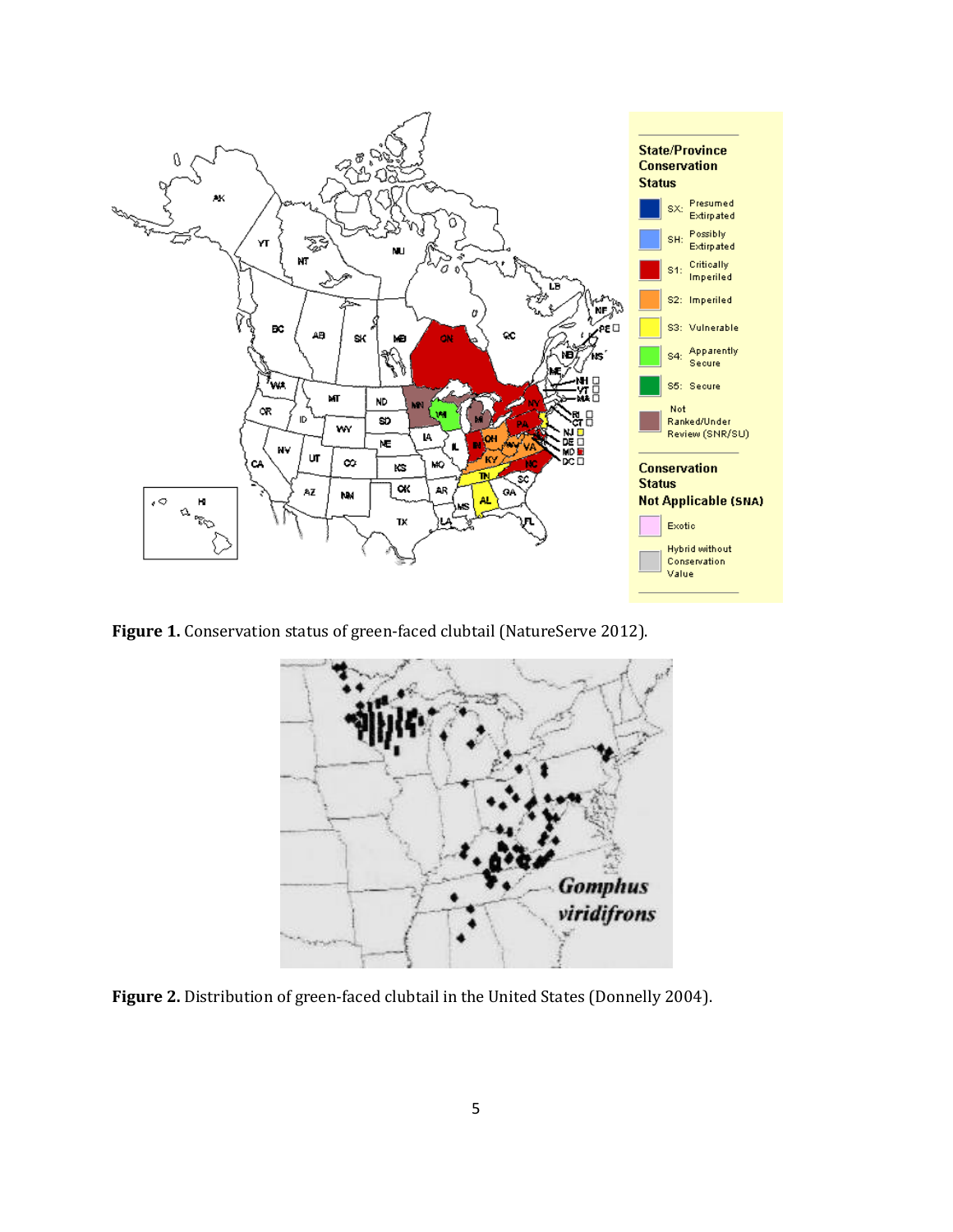**Figure 1.** Conservation status of green-faced clubtail (NatureServe 2012).

**Figure 2.** Distribution of green-faced clubtail in the United States (Donnelly 2004).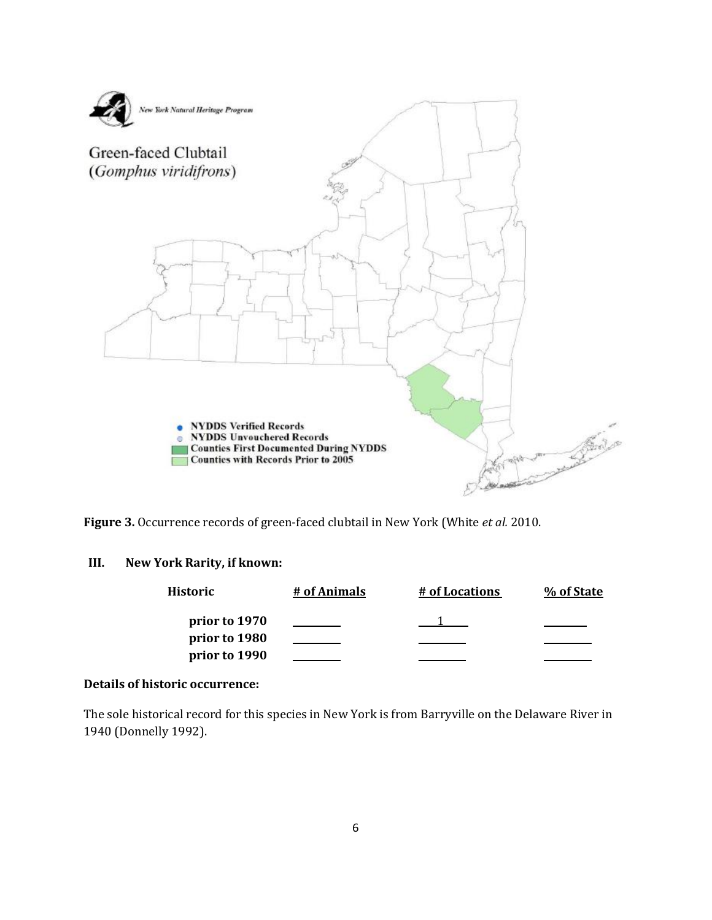**Figure 3.** Occurrence records of green-faced clubtail in New York (White *et al.* 2010.

## III. New York Rarity, if known:

| Historic | # of Animals | # of Locations | % of State |
|---|---|---|---|
| prior to 1970 | | 1 | |
| prior to 1980 | | | |
| prior to 1990 | | | |

**Details of historic occurrence:**

The sole historical record for this species in New York is from Barryville on the Delaware River in 1940 (Donnelly 1992).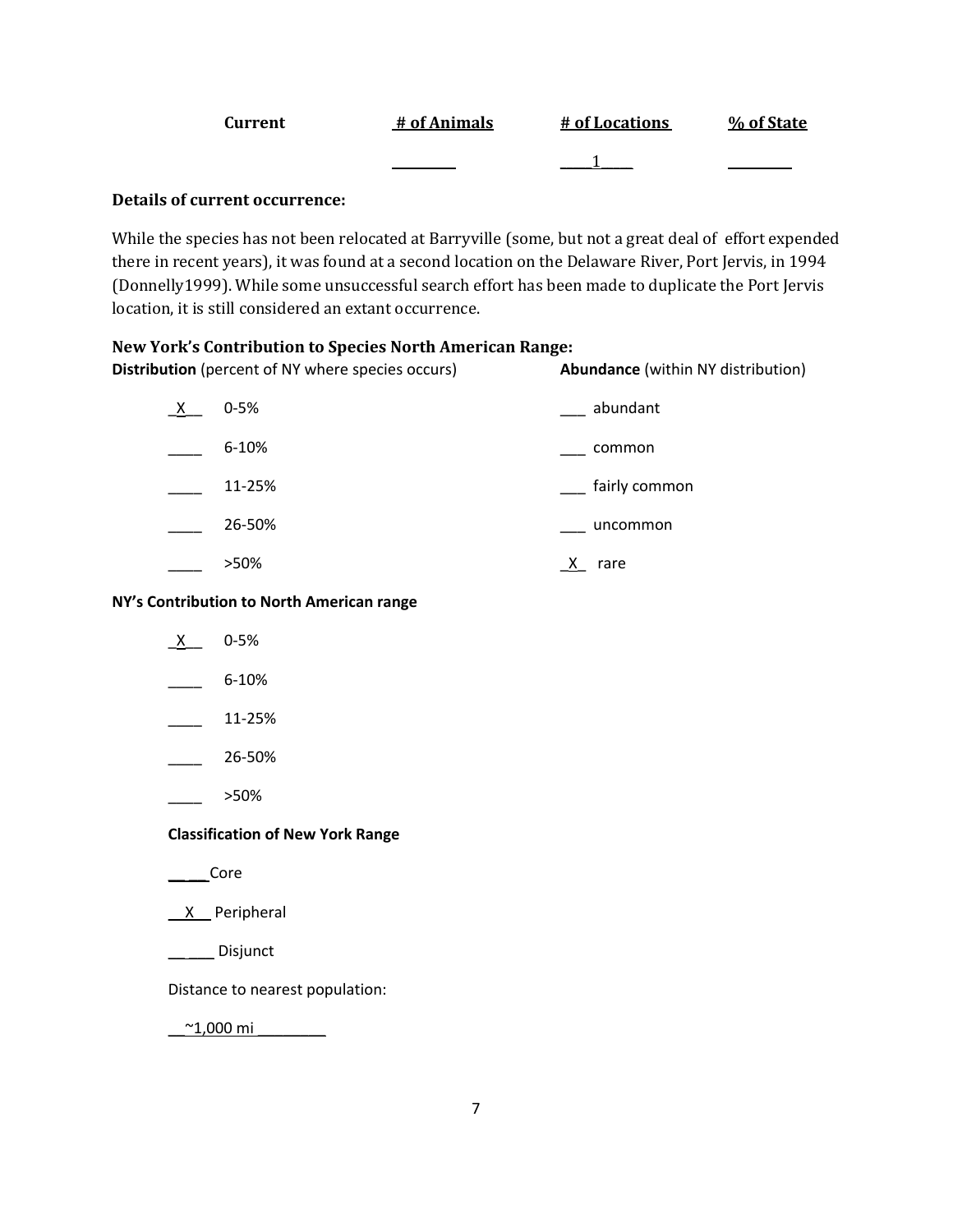| Current | # of Animals | # of Locations | % of State |
|---|---|---|---|
| | ________ | ____1____ | ________ |

**Details of current occurrence:**

While the species has not been relocated at Barryville (some, but not a great deal of effort expended there in recent years), it was found at a second location on the Delaware River, Port Jervis, in 1994 (Donnelly1999). While some unsuccessful search effort has been made to duplicate the Port Jervis location, it is still considered an extant occurrence.

**New York's Contribution to Species North American Range:**

| **Distribution** (percent of NY where species occurs) | **Abundance** (within NY distribution) |
|---|---|
| _X__ 0-5% | ___ abundant |
| ____ 6-10% | ___ common |
| ____ 11-25% | ___ fairly common |
| ____ 26-50% | ___ uncommon |
| ____ >50% | _X_ rare |

**NY's Contribution to North American range**

_X__ 0-5%

____ 6-10%

____ 11-25%

____ 26-50%

____ >50%

**Classification of New York Range**

_____ Core

__X__ Peripheral

______ Disjunct

Distance to nearest population:

__~1,000 mi ________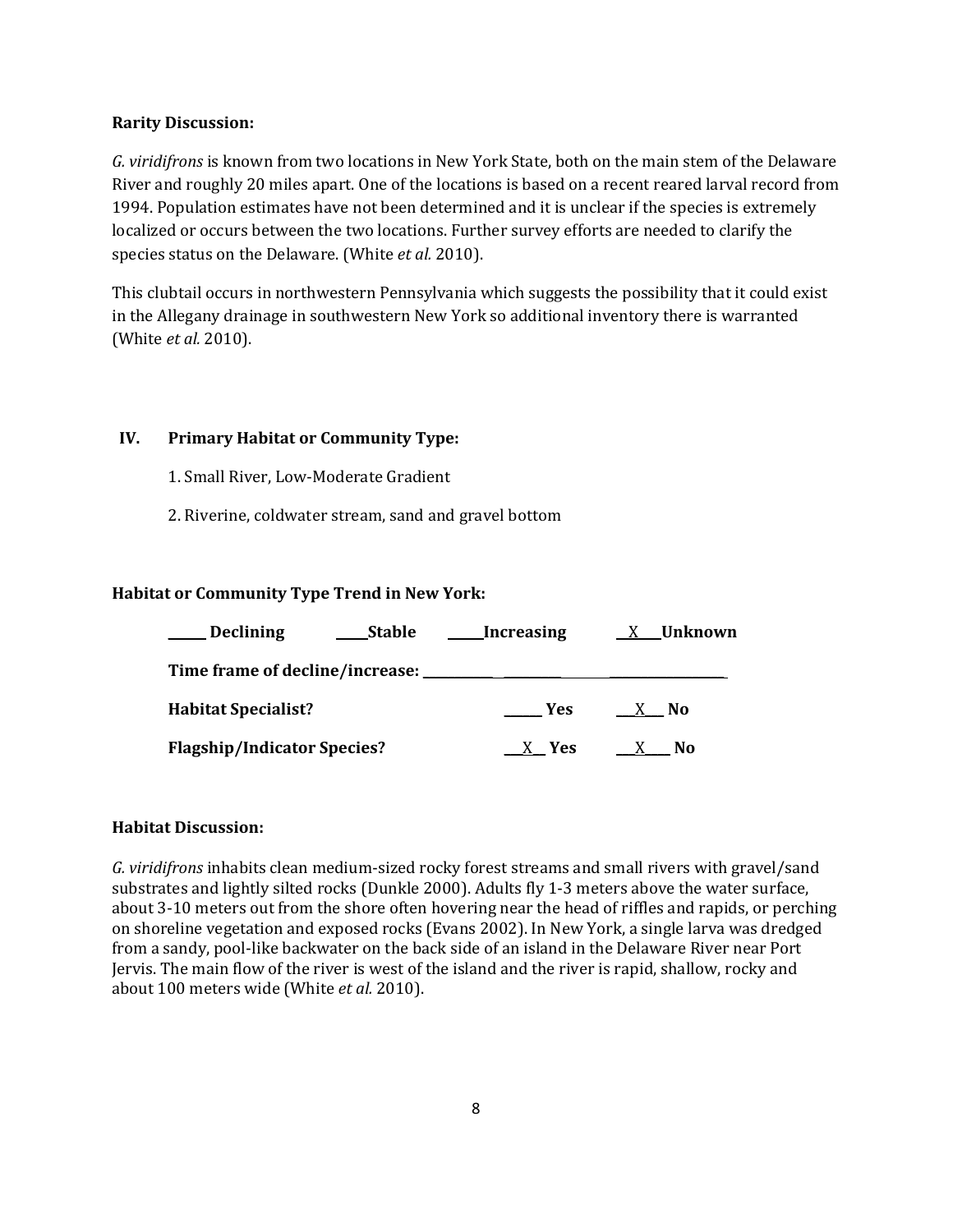**Rarity Discussion:**

*G. viridifrons* is known from two locations in New York State, both on the main stem of the Delaware River and roughly 20 miles apart. One of the locations is based on a recent reared larval record from 1994. Population estimates have not been determined and it is unclear if the species is extremely localized or occurs between the two locations. Further survey efforts are needed to clarify the species status on the Delaware. (White *et al.* 2010).

This clubtail occurs in northwestern Pennsylvania which suggests the possibility that it could exist in the Allegany drainage in southwestern New York so additional inventory there is warranted (White *et al.* 2010).

## IV. Primary Habitat or Community Type:

1. Small River, Low-Moderate Gradient

2. Riverine, coldwater stream, sand and gravel bottom

**Habitat or Community Type Trend in New York:**

**_____ Declining _____Stable _____Increasing __X___Unknown**

**Time frame of decline/increase: ______________________________________**

**Habitat Specialist?** _____ **Yes** __X__ **No**

**Flagship/Indicator Species?** __X__ **Yes** __X___ **No**

**Habitat Discussion:**

*G. viridifrons* inhabits clean medium-sized rocky forest streams and small rivers with gravel/sand substrates and lightly silted rocks (Dunkle 2000). Adults fly 1-3 meters above the water surface, about 3-10 meters out from the shore often hovering near the head of riffles and rapids, or perching on shoreline vegetation and exposed rocks (Evans 2002). In New York, a single larva was dredged from a sandy, pool-like backwater on the back side of an island in the Delaware River near Port Jervis. The main flow of the river is west of the island and the river is rapid, shallow, rocky and about 100 meters wide (White *et al.* 2010).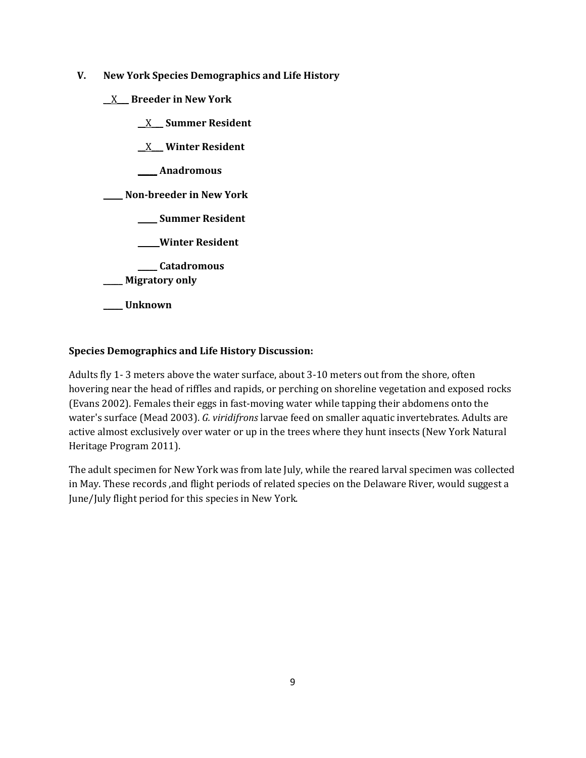## V. New York Species Demographics and Life History

__X___ **Breeder in New York**

  __X___ **Summer Resident**

  __X___ **Winter Resident**

  _____ **Anadromous**

_____ **Non-breeder in New York**

  _____ **Summer Resident**

  _____ **Winter Resident**

  _____ **Catadromous**

_____ **Migratory only**

_____ **Unknown**

**Species Demographics and Life History Discussion:**

Adults fly 1- 3 meters above the water surface, about 3-10 meters out from the shore, often hovering near the head of riffles and rapids, or perching on shoreline vegetation and exposed rocks (Evans 2002). Females their eggs in fast-moving water while tapping their abdomens onto the water's surface (Mead 2003). *G. viridifrons* larvae feed on smaller aquatic invertebrates. Adults are active almost exclusively over water or up in the trees where they hunt insects (New York Natural Heritage Program 2011).

The adult specimen for New York was from late July, while the reared larval specimen was collected in May. These records ,and flight periods of related species on the Delaware River, would suggest a June/July flight period for this species in New York.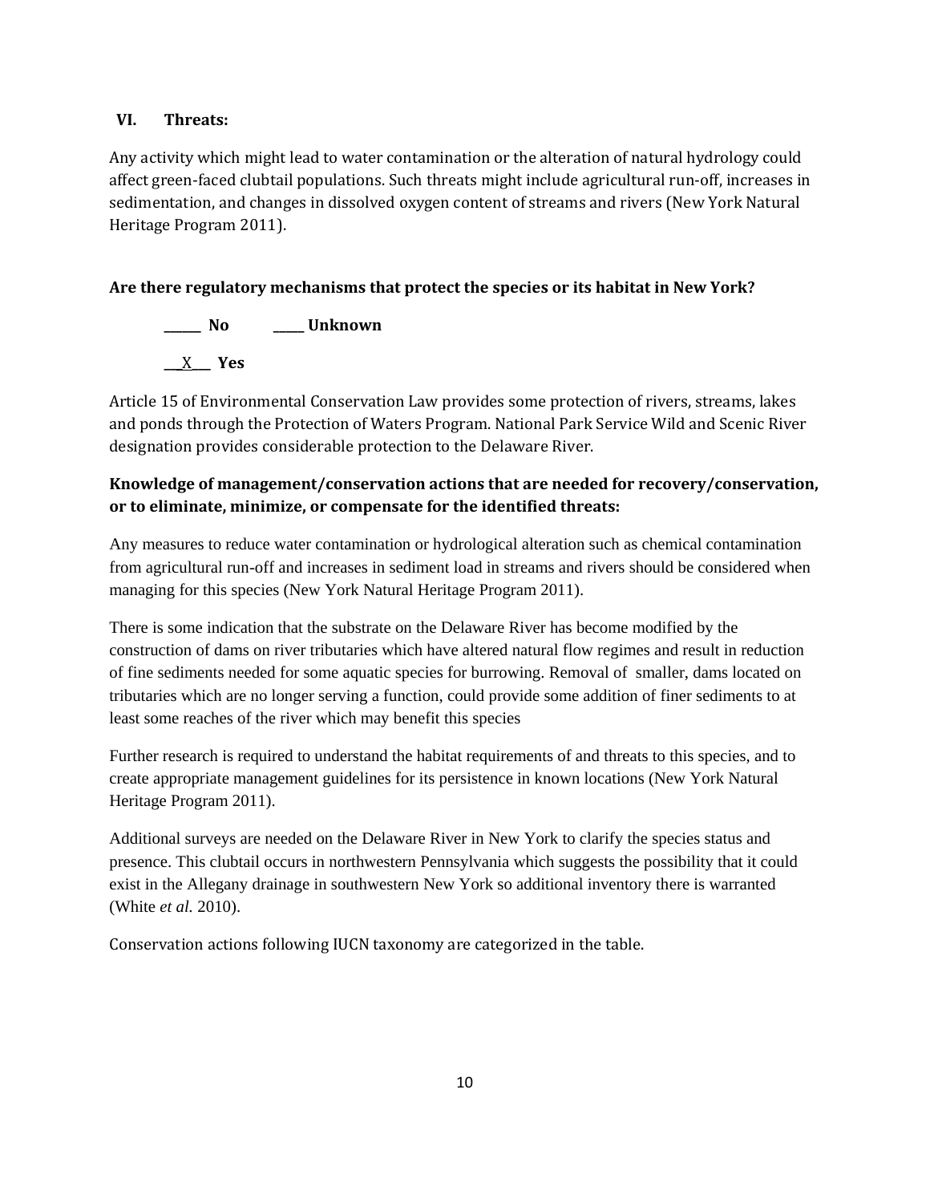## VI. Threats:

Any activity which might lead to water contamination or the alteration of natural hydrology could affect green-faced clubtail populations. Such threats might include agricultural run-off, increases in sedimentation, and changes in dissolved oxygen content of streams and rivers (New York Natural Heritage Program 2011).

**Are there regulatory mechanisms that protect the species or its habitat in New York?**

______ **No** _____ **Unknown**

__X___ **Yes**

Article 15 of Environmental Conservation Law provides some protection of rivers, streams, lakes and ponds through the Protection of Waters Program. National Park Service Wild and Scenic River designation provides considerable protection to the Delaware River.

**Knowledge of management/conservation actions that are needed for recovery/conservation, or to eliminate, minimize, or compensate for the identified threats:**

Any measures to reduce water contamination or hydrological alteration such as chemical contamination from agricultural run-off and increases in sediment load in streams and rivers should be considered when managing for this species (New York Natural Heritage Program 2011).

There is some indication that the substrate on the Delaware River has become modified by the construction of dams on river tributaries which have altered natural flow regimes and result in reduction of fine sediments needed for some aquatic species for burrowing. Removal of smaller, dams located on tributaries which are no longer serving a function, could provide some addition of finer sediments to at least some reaches of the river which may benefit this species

Further research is required to understand the habitat requirements of and threats to this species, and to create appropriate management guidelines for its persistence in known locations (New York Natural Heritage Program 2011).

Additional surveys are needed on the Delaware River in New York to clarify the species status and presence. This clubtail occurs in northwestern Pennsylvania which suggests the possibility that it could exist in the Allegany drainage in southwestern New York so additional inventory there is warranted (White *et al.* 2010).

Conservation actions following IUCN taxonomy are categorized in the table.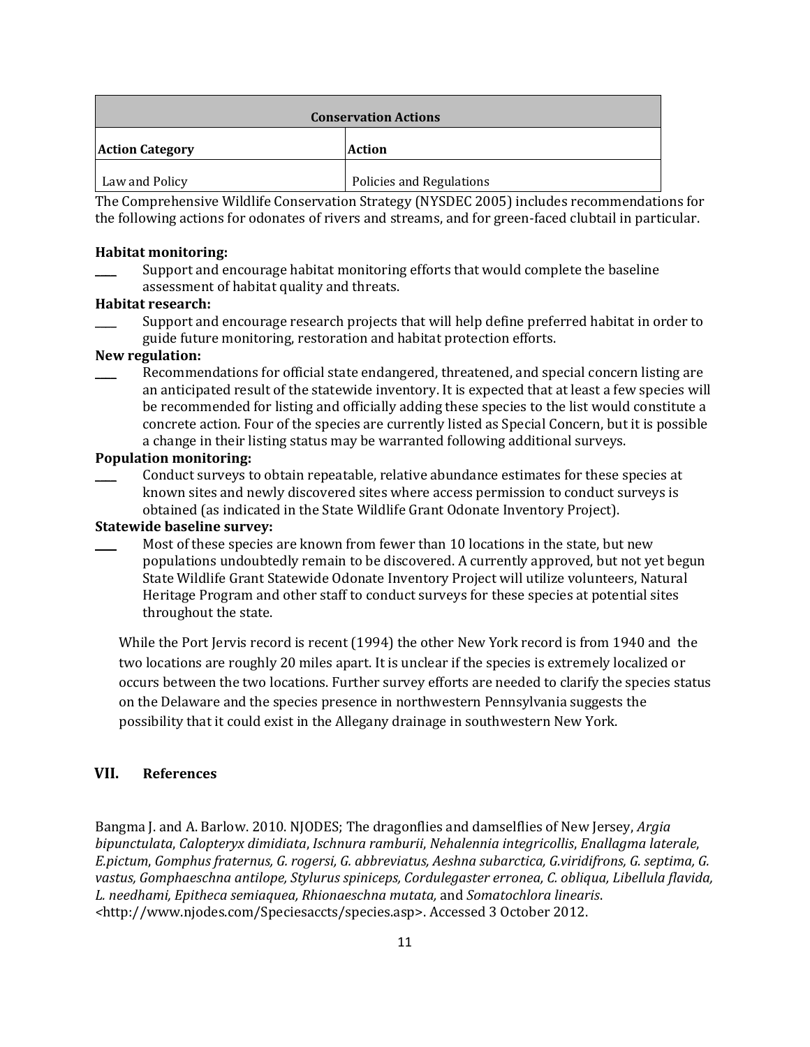| Conservation Actions | |
| --- | --- |
| **Action Category** | **Action** |
| Law and Policy | Policies and Regulations |

The Comprehensive Wildlife Conservation Strategy (NYSDEC 2005) includes recommendations for the following actions for odonates of rivers and streams, and for green-faced clubtail in particular.

**Habitat monitoring:**

____ Support and encourage habitat monitoring efforts that would complete the baseline assessment of habitat quality and threats.

**Habitat research:**

____ Support and encourage research projects that will help define preferred habitat in order to guide future monitoring, restoration and habitat protection efforts.

**New regulation:**

____ Recommendations for official state endangered, threatened, and special concern listing are an anticipated result of the statewide inventory. It is expected that at least a few species will be recommended for listing and officially adding these species to the list would constitute a concrete action. Four of the species are currently listed as Special Concern, but it is possible a change in their listing status may be warranted following additional surveys.

**Population monitoring:**

____ Conduct surveys to obtain repeatable, relative abundance estimates for these species at known sites and newly discovered sites where access permission to conduct surveys is obtained (as indicated in the State Wildlife Grant Odonate Inventory Project).

**Statewide baseline survey:**

____ Most of these species are known from fewer than 10 locations in the state, but new populations undoubtedly remain to be discovered. A currently approved, but not yet begun State Wildlife Grant Statewide Odonate Inventory Project will utilize volunteers, Natural Heritage Program and other staff to conduct surveys for these species at potential sites throughout the state.

While the Port Jervis record is recent (1994) the other New York record is from 1940 and the two locations are roughly 20 miles apart. It is unclear if the species is extremely localized or occurs between the two locations. Further survey efforts are needed to clarify the species status on the Delaware and the species presence in northwestern Pennsylvania suggests the possibility that it could exist in the Allegany drainage in southwestern New York.

## VII. References

Bangma J. and A. Barlow. 2010. NJODES; The dragonflies and damselflies of New Jersey, *Argia bipunctulata*, *Calopteryx dimidiata*, *Ischnura ramburii*, *Nehalennia integricollis*, *Enallagma laterale*, *E.pictum*, *Gomphus fraternus*, *G. rogersi*, *G. abbreviatus*, *Aeshna subarctica*, *G.viridifrons*, *G. septima*, *G. vastus*, *Gomphaeschna antilope*, *Stylurus spiniceps*, *Cordulegaster erronea*, *C. obliqua*, *Libellula flavida*, *L. needhami*, *Epitheca semiaquea*, *Rhionaeschna mutata*, and *Somatochlora linearis*. <http://www.njodes.com/Speciesaccts/species.asp>. Accessed 3 October 2012.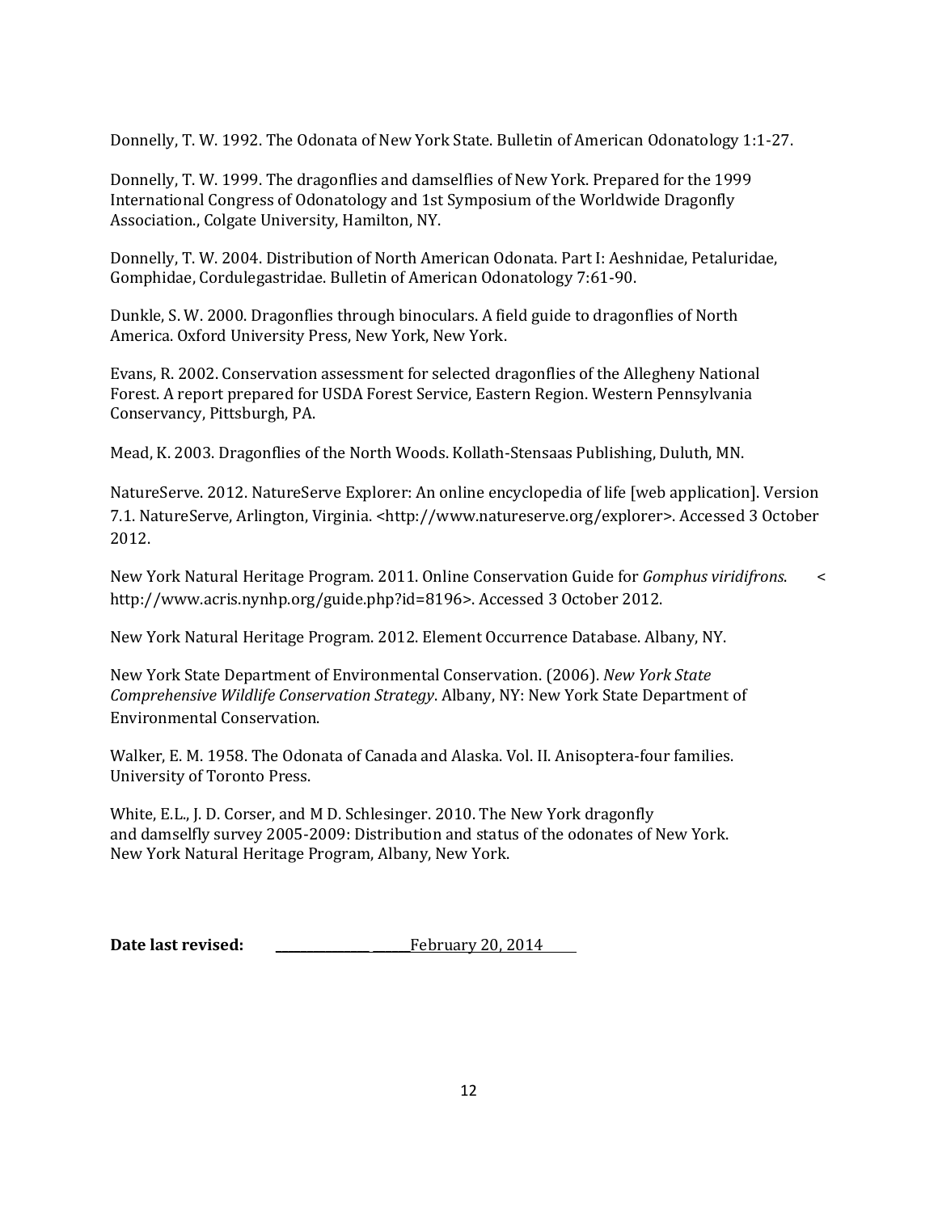Donnelly, T. W. 1992. The Odonata of New York State. Bulletin of American Odonatology 1:1-27.

Donnelly, T. W. 1999. The dragonflies and damselflies of New York. Prepared for the 1999 International Congress of Odonatology and 1st Symposium of the Worldwide Dragonfly Association., Colgate University, Hamilton, NY.

Donnelly, T. W. 2004. Distribution of North American Odonata. Part I: Aeshnidae, Petaluridae, Gomphidae, Cordulegastridae. Bulletin of American Odonatology 7:61-90.

Dunkle, S. W. 2000. Dragonflies through binoculars. A field guide to dragonflies of North America. Oxford University Press, New York, New York.

Evans, R. 2002. Conservation assessment for selected dragonflies of the Allegheny National Forest. A report prepared for USDA Forest Service, Eastern Region. Western Pennsylvania Conservancy, Pittsburgh, PA.

Mead, K. 2003. Dragonflies of the North Woods. Kollath-Stensaas Publishing, Duluth, MN.

NatureServe. 2012. NatureServe Explorer: An online encyclopedia of life [web application]. Version 7.1. NatureServe, Arlington, Virginia. <http://www.natureserve.org/explorer>. Accessed 3 October 2012.

New York Natural Heritage Program. 2011. Online Conservation Guide for *Gomphus viridifrons*. < http://www.acris.nynhp.org/guide.php?id=8196>. Accessed 3 October 2012.

New York Natural Heritage Program. 2012. Element Occurrence Database. Albany, NY.

New York State Department of Environmental Conservation. (2006). *New York State Comprehensive Wildlife Conservation Strategy*. Albany, NY: New York State Department of Environmental Conservation.

Walker, E. M. 1958. The Odonata of Canada and Alaska. Vol. II. Anisoptera-four families. University of Toronto Press.

White, E.L., J. D. Corser, and M D. Schlesinger. 2010. The New York dragonfly and damselfly survey 2005-2009: Distribution and status of the odonates of New York. New York Natural Heritage Program, Albany, New York.

**Date last revised:** February 20, 2014